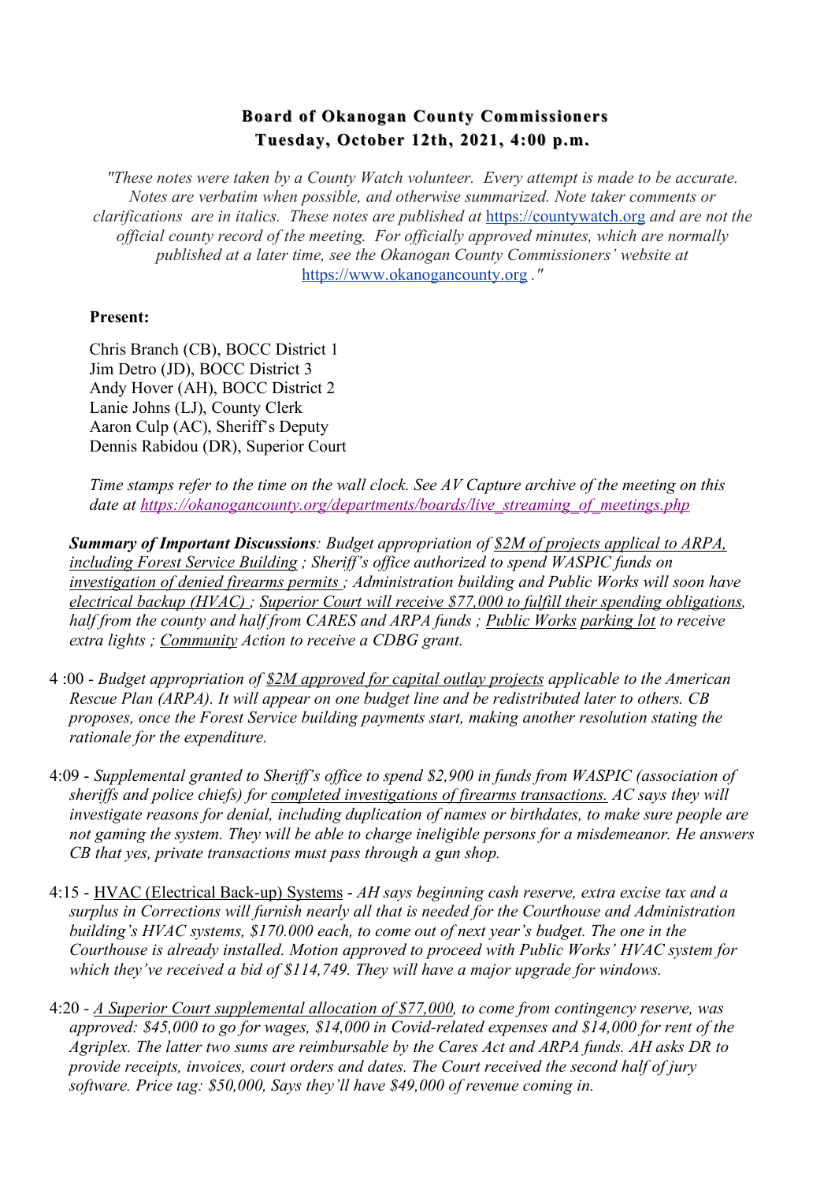# Board of Okanogan County Commissioners
## Tuesday, October 12th, 2021, 4:00 p.m.

*"These notes were taken by a County Watch volunteer. Every attempt is made to be accurate. Notes are verbatim when possible, and otherwise summarized. Note taker comments or clarifications are in italics. These notes are published at* https://countywatch.org *and are not the official county record of the meeting. For officially approved minutes, which are normally published at a later time, see the Okanogan County Commissioners' website at* https://www.okanogancounty.org *."*

**Present:**

Chris Branch (CB), BOCC District 1
Jim Detro (JD), BOCC District 3
Andy Hover (AH), BOCC District 2
Lanie Johns (LJ), County Clerk
Aaron Culp (AC), Sheriff's Deputy
Dennis Rabidou (DR), Superior Court

*Time stamps refer to the time on the wall clock. See AV Capture archive of the meeting on this date at https://okanogancounty.org/departments/boards/live_streaming_of_meetings.php*

***Summary of Important Discussions****: Budget appropriation of $2M of projects applical to ARPA, including Forest Service Building ; Sheriff's office authorized to spend WASPIC funds on investigation of denied firearms permits ; Administration building and Public Works will soon have electrical backup (HVAC) ; Superior Court will receive $77,000 to fulfill their spending obligations, half from the county and half from CARES and ARPA funds ; Public Works parking lot to receive extra lights ; Community Action to receive a CDBG grant.*

4 :00 - *Budget appropriation of $2M approved for capital outlay projects applicable to the American Rescue Plan (ARPA). It will appear on one budget line and be redistributed later to others. CB proposes, once the Forest Service building payments start, making another resolution stating the rationale for the expenditure.*

4:09 - *Supplemental granted to Sheriff's office to spend $2,900 in funds from WASPIC (association of sheriffs and police chiefs) for completed investigations of firearms transactions. AC says they will investigate reasons for denial, including duplication of names or birthdates, to make sure people are not gaming the system. They will be able to charge ineligible persons for a misdemeanor. He answers CB that yes, private transactions must pass through a gun shop.*

4:15 - HVAC (Electrical Back-up) Systems - *AH says beginning cash reserve, extra excise tax and a surplus in Corrections will furnish nearly all that is needed for the Courthouse and Administration building's HVAC systems, $170.000 each, to come out of next year's budget. The one in the Courthouse is already installed. Motion approved to proceed with Public Works' HVAC system for which they've received a bid of $114,749. They will have a major upgrade for windows.*

4:20 - *A Superior Court supplemental allocation of $77,000, to come from contingency reserve, was approved: $45,000 to go for wages, $14,000 in Covid-related expenses and $14,000 for rent of the Agriplex. The latter two sums are reimbursable by the Cares Act and ARPA funds. AH asks DR to provide receipts, invoices, court orders and dates. The Court received the second half of jury software. Price tag: $50,000, Says they'll have $49,000 of revenue coming in.*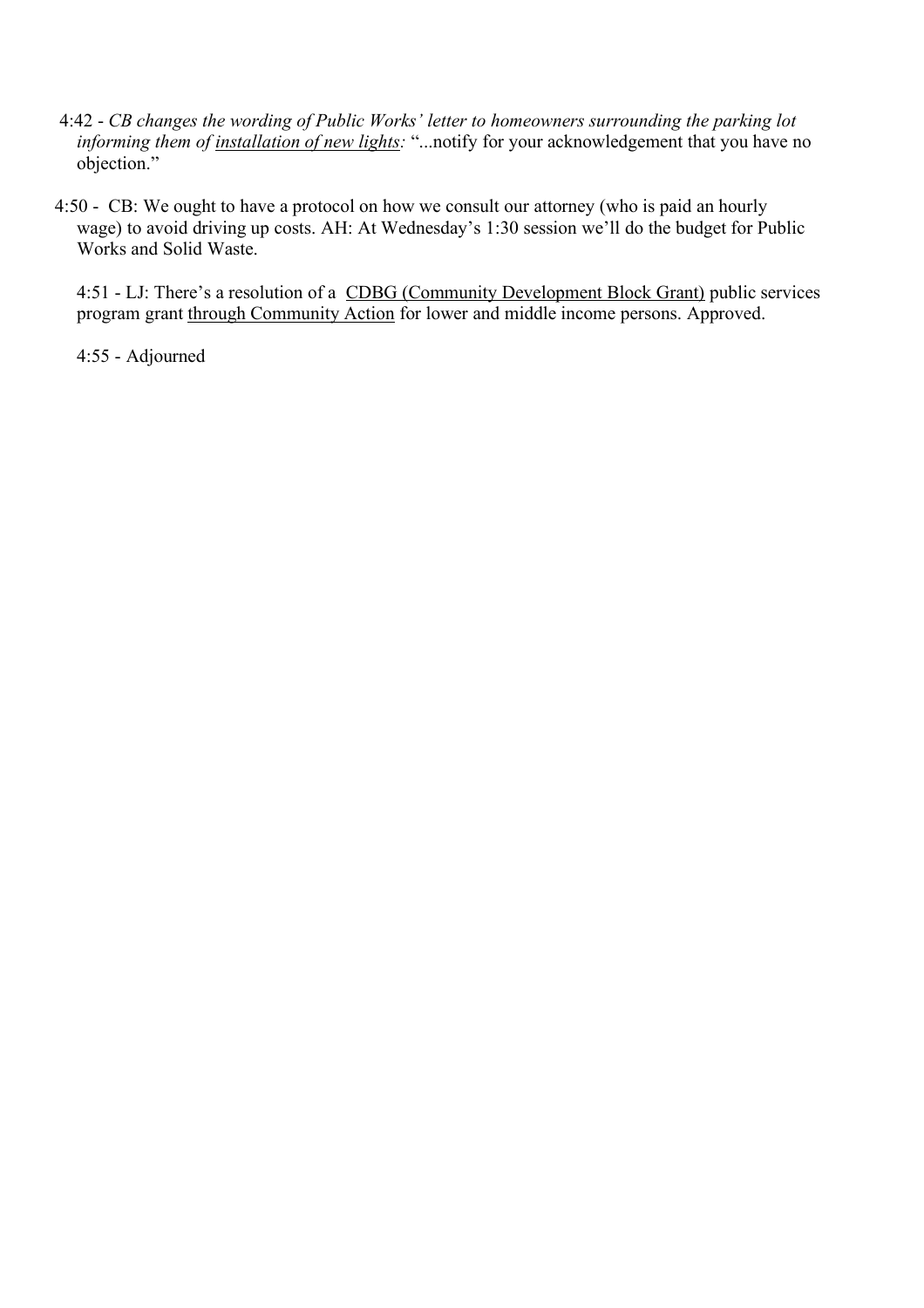4:42 - *CB changes the wording of Public Works' letter to homeowners surrounding the parking lot informing them of <u>installation of new lights</u>:* "...notify for your acknowledgement that you have no objection."

4:50 - CB: We ought to have a protocol on how we consult our attorney (who is paid an hourly wage) to avoid driving up costs. AH: At Wednesday's 1:30 session we'll do the budget for Public Works and Solid Waste.

4:51 - LJ: There's a resolution of a <u>CDBG (Community Development Block Grant)</u> public services program grant <u>through Community Action</u> for lower and middle income persons. Approved.

4:55 - Adjourned